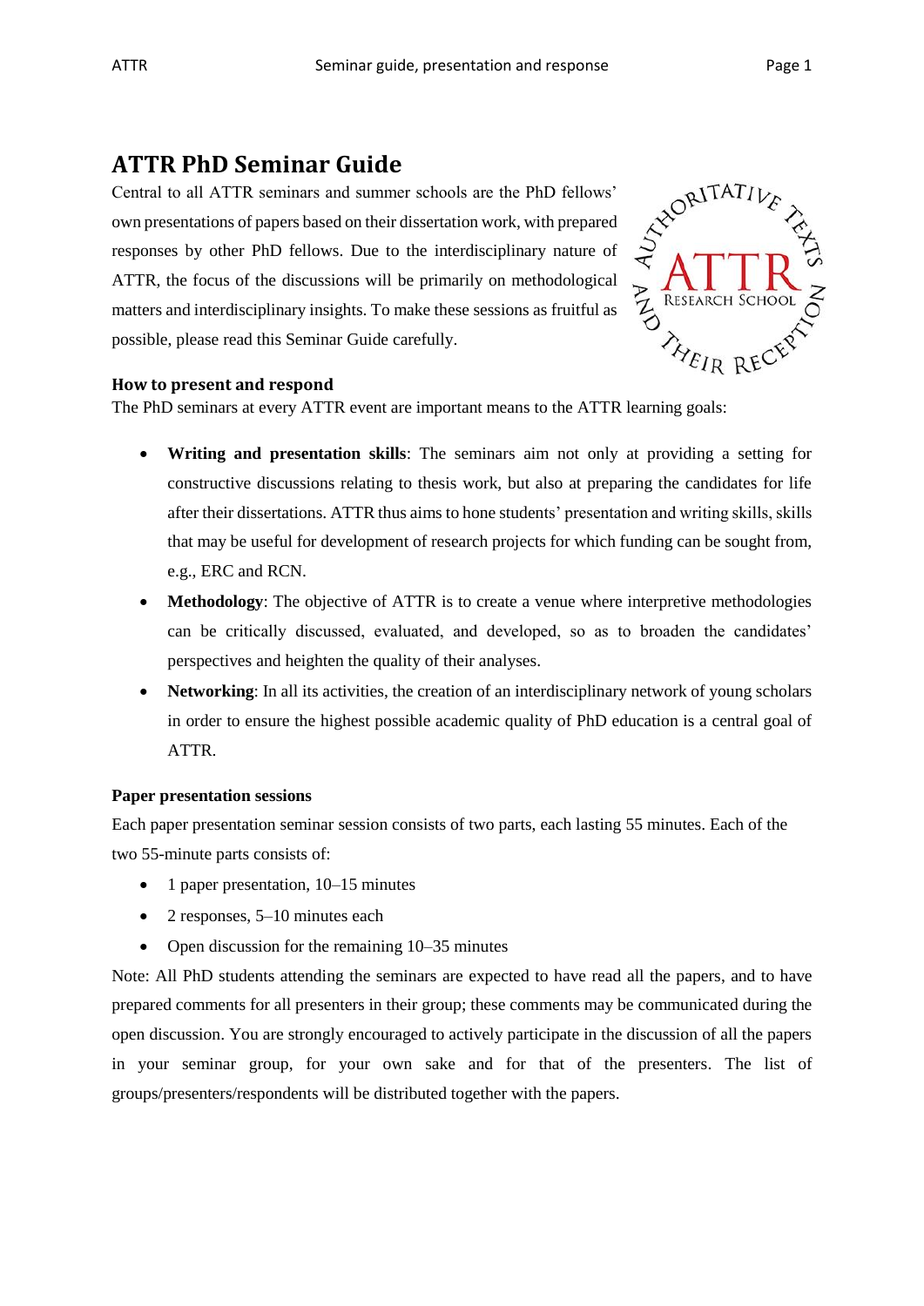# ATTR PhD Seminar Guide

Central to all ATTR seminars and summer schools are the PhD fellows' own presentations of papers based on their dissertation work, with prepared responses by other PhD fellows. Due to the interdisciplinary nature of ATTR, the focus of the discussions will be primarily on methodological matters and interdisciplinary insights. To make these sessions as fruitful as possible, please read this Seminar Guide carefully.

### How to present and respond

The PhD seminars at every ATTR event are important means to the ATTR learning goals:

- **Writing and presentation skills**: The seminars aim not only at providing a setting for constructive discussions relating to thesis work, but also at preparing the candidates for life after their dissertations. ATTR thus aims to hone students' presentation and writing skills, skills that may be useful for development of research projects for which funding can be sought from, e.g., ERC and RCN.
- **Methodology**: The objective of ATTR is to create a venue where interpretive methodologies can be critically discussed, evaluated, and developed, so as to broaden the candidates' perspectives and heighten the quality of their analyses.
- **Networking**: In all its activities, the creation of an interdisciplinary network of young scholars in order to ensure the highest possible academic quality of PhD education is a central goal of ATTR.

### Paper presentation sessions

Each paper presentation seminar session consists of two parts, each lasting 55 minutes. Each of the two 55-minute parts consists of:

- 1 paper presentation, 10–15 minutes
- 2 responses, 5–10 minutes each
- Open discussion for the remaining 10–35 minutes

Note: All PhD students attending the seminars are expected to have read all the papers, and to have prepared comments for all presenters in their group; these comments may be communicated during the open discussion. You are strongly encouraged to actively participate in the discussion of all the papers in your seminar group, for your own sake and for that of the presenters. The list of groups/presenters/respondents will be distributed together with the papers.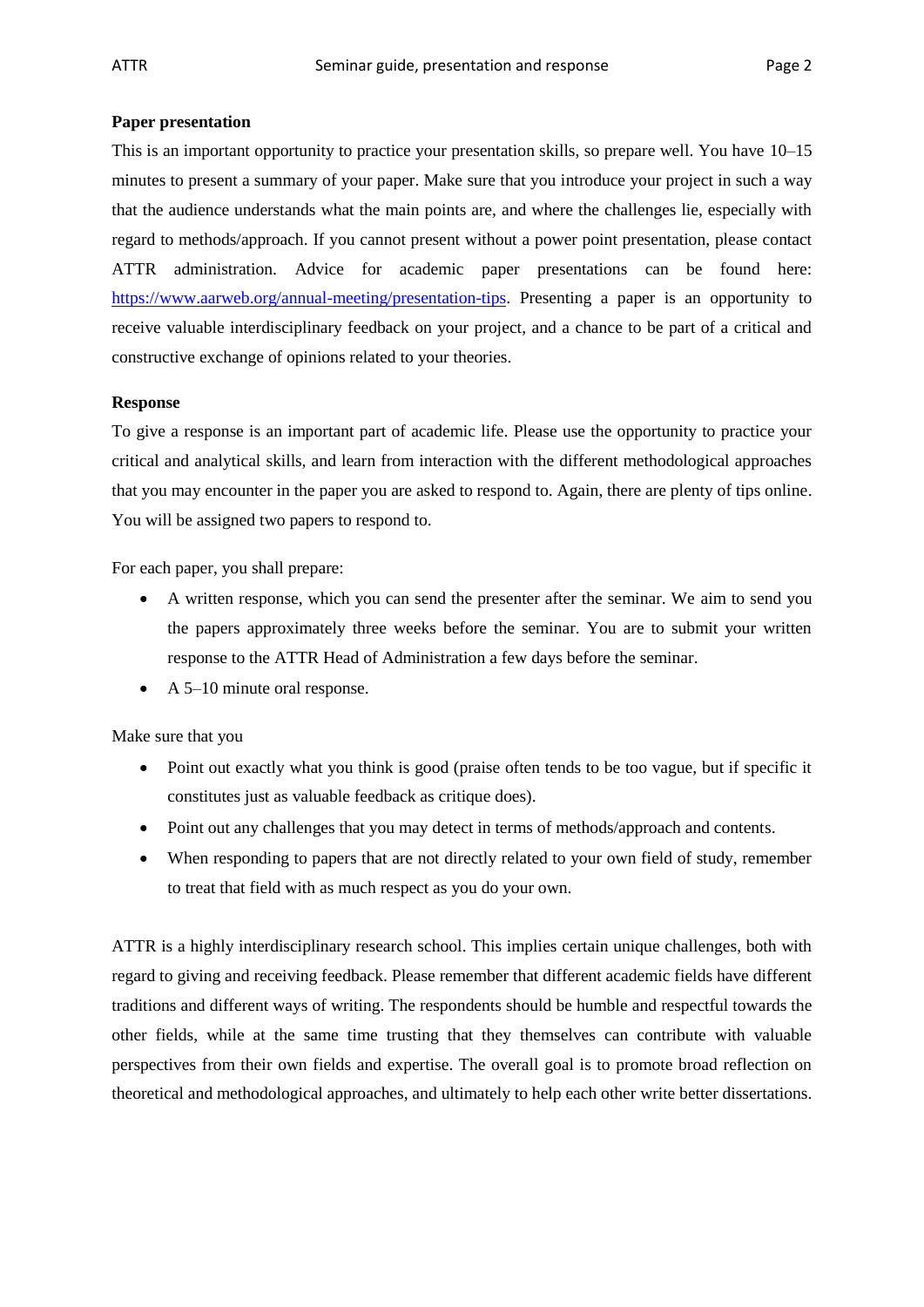**Paper presentation**

This is an important opportunity to practice your presentation skills, so prepare well. You have 10–15 minutes to present a summary of your paper. Make sure that you introduce your project in such a way that the audience understands what the main points are, and where the challenges lie, especially with regard to methods/approach. If you cannot present without a power point presentation, please contact ATTR administration. Advice for academic paper presentations can be found here: [https://www.aarweb.org/annual-meeting/presentation-tips](https://www.aarweb.org/annual-meeting/presentation-tips). Presenting a paper is an opportunity to receive valuable interdisciplinary feedback on your project, and a chance to be part of a critical and constructive exchange of opinions related to your theories.

**Response**

To give a response is an important part of academic life. Please use the opportunity to practice your critical and analytical skills, and learn from interaction with the different methodological approaches that you may encounter in the paper you are asked to respond to. Again, there are plenty of tips online. You will be assigned two papers to respond to.

For each paper, you shall prepare:

- A written response, which you can send the presenter after the seminar. We aim to send you the papers approximately three weeks before the seminar. You are to submit your written response to the ATTR Head of Administration a few days before the seminar.
- A 5–10 minute oral response.

Make sure that you

- Point out exactly what you think is good (praise often tends to be too vague, but if specific it constitutes just as valuable feedback as critique does).
- Point out any challenges that you may detect in terms of methods/approach and contents.
- When responding to papers that are not directly related to your own field of study, remember to treat that field with as much respect as you do your own.

ATTR is a highly interdisciplinary research school. This implies certain unique challenges, both with regard to giving and receiving feedback. Please remember that different academic fields have different traditions and different ways of writing. The respondents should be humble and respectful towards the other fields, while at the same time trusting that they themselves can contribute with valuable perspectives from their own fields and expertise. The overall goal is to promote broad reflection on theoretical and methodological approaches, and ultimately to help each other write better dissertations.